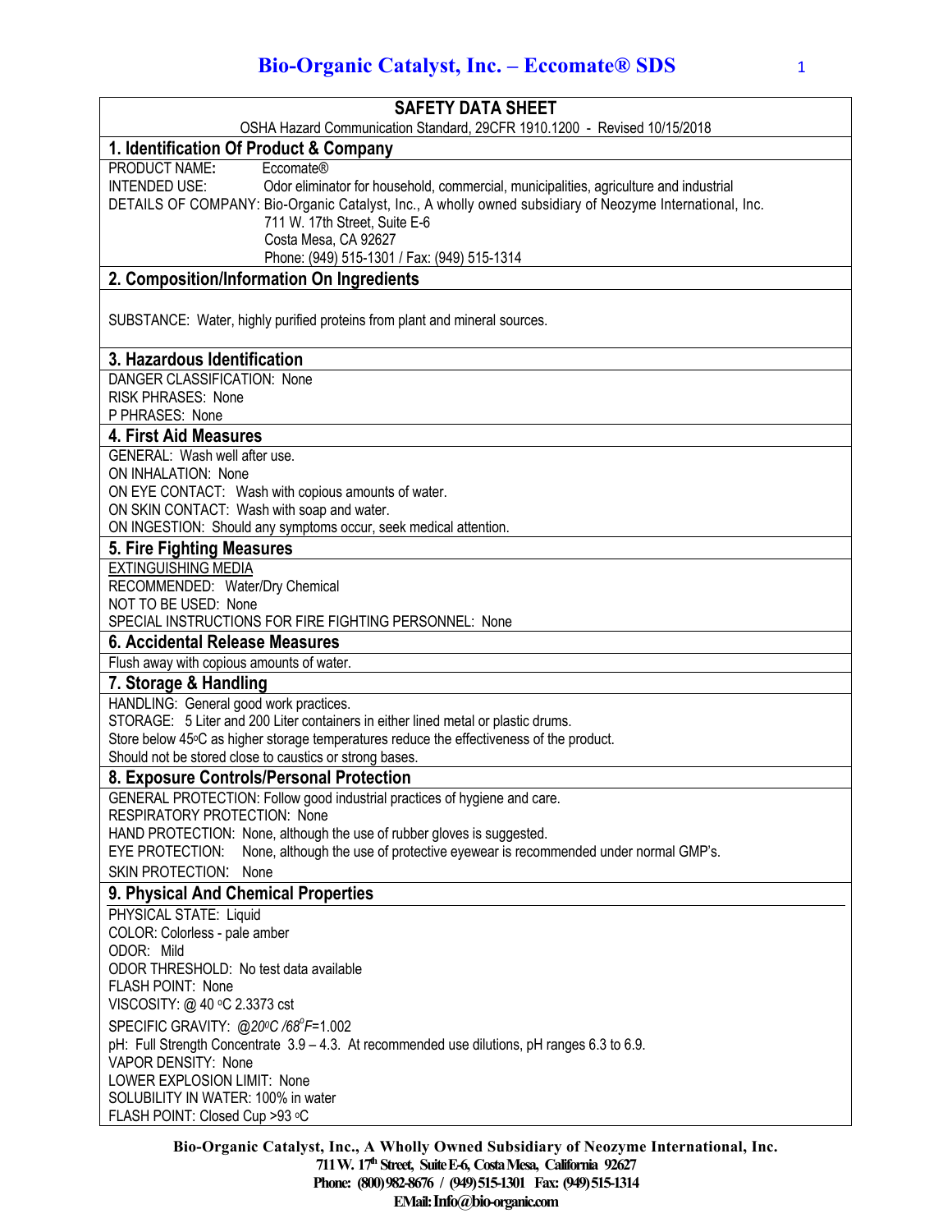# SAFETY DATA SHEET

OSHA Hazard Communication Standard, 29CFR 1910.1200 - Revised 10/15/2018

## 1. Identification Of Product & Company

PRODUCT NAME: Eccomate®

INTENDED USE: Odor eliminator for household, commercial, municipalities, agriculture and industrial

DETAILS OF COMPANY: Bio-Organic Catalyst, Inc., A wholly owned subsidiary of Neozyme International, Inc.
711 W. 17th Street, Suite E-6
Costa Mesa, CA 92627
Phone: (949) 515-1301 / Fax: (949) 515-1314

## 2. Composition/Information On Ingredients

SUBSTANCE: Water, highly purified proteins from plant and mineral sources.

## 3. Hazardous Identification

DANGER CLASSIFICATION: None
RISK PHRASES: None
P PHRASES: None

## 4. First Aid Measures

GENERAL: Wash well after use.
ON INHALATION: None
ON EYE CONTACT: Wash with copious amounts of water.
ON SKIN CONTACT: Wash with soap and water.
ON INGESTION: Should any symptoms occur, seek medical attention.

## 5. Fire Fighting Measures

EXTINGUISHING MEDIA
RECOMMENDED: Water/Dry Chemical
NOT TO BE USED: None
SPECIAL INSTRUCTIONS FOR FIRE FIGHTING PERSONNEL: None

## 6. Accidental Release Measures

Flush away with copious amounts of water.

## 7. Storage & Handling

HANDLING: General good work practices.
STORAGE: 5 Liter and 200 Liter containers in either lined metal or plastic drums.
Store below 45°C as higher storage temperatures reduce the effectiveness of the product.
Should not be stored close to caustics or strong bases.

## 8. Exposure Controls/Personal Protection

GENERAL PROTECTION: Follow good industrial practices of hygiene and care.
RESPIRATORY PROTECTION: None
HAND PROTECTION: None, although the use of rubber gloves is suggested.
EYE PROTECTION: None, although the use of protective eyewear is recommended under normal GMP's.
SKIN PROTECTION: None

## 9. Physical And Chemical Properties

PHYSICAL STATE: Liquid
COLOR: Colorless - pale amber
ODOR: Mild
ODOR THRESHOLD: No test data available
FLASH POINT: None
VISCOSITY: @ 40 °C 2.3373 cst
SPECIFIC GRAVITY: @*20°C /68°F*=1.002
pH: Full Strength Concentrate 3.9 – 4.3. At recommended use dilutions, pH ranges 6.3 to 6.9.
VAPOR DENSITY: None
LOWER EXPLOSION LIMIT: None
SOLUBILITY IN WATER: 100% in water
FLASH POINT: Closed Cup >93 °C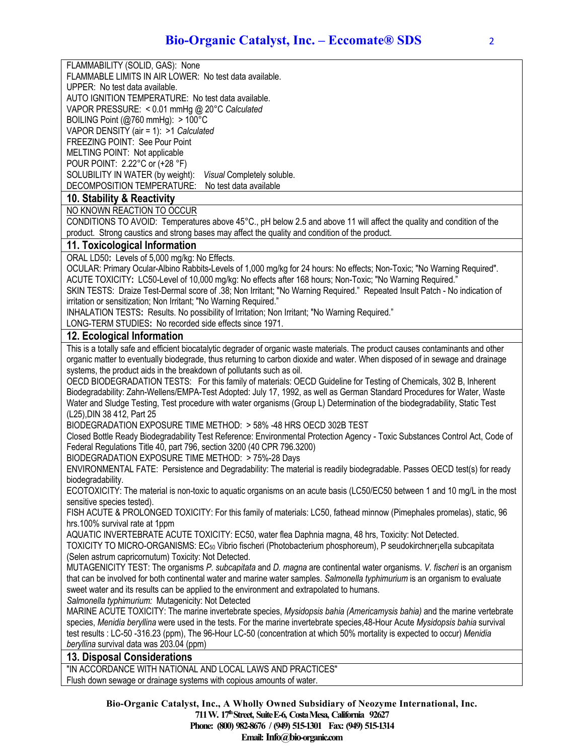FLAMMABILITY (SOLID, GAS): None
FLAMMABLE LIMITS IN AIR LOWER: No test data available.
UPPER: No test data available.
AUTO IGNITION TEMPERATURE: No test data available.
VAPOR PRESSURE: < 0.01 mmHg @ 20°C *Calculated*
BOILING Point (@760 mmHg): > 100°C
VAPOR DENSITY (air = 1): >1 *Calculated*
FREEZING POINT: See Pour Point
MELTING POINT: Not applicable
POUR POINT: 2.22°C or (+28 °F)
SOLUBILITY IN WATER (by weight): *Visual* Completely soluble.
DECOMPOSITION TEMPERATURE: No test data available

## 10. Stability & Reactivity

NO KNOWN REACTION TO OCCUR

CONDITIONS TO AVOID: Temperatures above 45°C., pH below 2.5 and above 11 will affect the quality and condition of the product. Strong caustics and strong bases may affect the quality and condition of the product.

## 11. Toxicological Information

ORAL LD50**:** Levels of 5,000 mg/kg: No Effects.
OCULAR: Primary Ocular-Albino Rabbits-Levels of 1,000 mg/kg for 24 hours: No effects; Non-Toxic; "No Warning Required".
ACUTE TOXICITY**:** LC50-Level of 10,000 mg/kg: No effects after 168 hours; Non-Toxic; "No Warning Required."
SKIN TESTS: Draize Test-Dermal score of .38; Non Irritant; "No Warning Required." Repeated Insult Patch - No indication of irritation or sensitization; Non Irritant; "No Warning Required."
INHALATION TESTS**:** Results. No possibility of Irritation; Non Irritant; "No Warning Required."
LONG-TERM STUDIES**:** No recorded side effects since 1971.

## 12. Ecological Information

This is a totally safe and efficient biocatalytic degrader of organic waste materials. The product causes contaminants and other organic matter to eventually biodegrade, thus returning to carbon dioxide and water. When disposed of in sewage and drainage systems, the product aids in the breakdown of pollutants such as oil.

OECD BIODEGRADATION TESTS: For this family of materials: OECD Guideline for Testing of Chemicals, 302 B, Inherent Biodegradability: Zahn-Wellens/EMPA-Test Adopted: July 17, 1992, as well as German Standard Procedures for Water, Waste Water and Sludge Testing, Test procedure with water organisms (Group L) Determination of the biodegradability, Static Test (L25),DIN 38 412, Part 25

BIODEGRADATION EXPOSURE TIME METHOD: > 58% -48 HRS OECD 302B TEST

Closed Bottle Ready Biodegradability Test Reference: Environmental Protection Agency - Toxic Substances Control Act, Code of Federal Regulations Title 40, part 796, section 3200 (40 CPR 796.3200)

BIODEGRADATION EXPOSURE TIME METHOD: > 75%-28 Days

ENVIRONMENTAL FATE: Persistence and Degradability: The material is readily biodegradable. Passes OECD test(s) for ready biodegradability.

ECOTOXICITY: The material is non-toxic to aquatic organisms on an acute basis (LC50/EC50 between 1 and 10 mg/L in the most sensitive species tested).

FISH ACUTE & PROLONGED TOXICITY: For this family of materials: LC50, fathead minnow (Pimephales promelas), static, 96 hrs.100% survival rate at 1ppm

AQUATIC INVERTEBRATE ACUTE TOXICITY: EC50, water flea Daphnia magna, 48 hrs, Toxicity: Not Detected.

TOXICITY TO MICRO-ORGANISMS: $EC_{50}$ Vibrio fischeri (Photobacterium phosphoreum), P seudokirchner¡ella subcapitata (Selen astrum capricornutum) Toxicity: Not Detected.

MUTAGENICITY TEST: The organisms *P. subcapitata* and *D. magna* are continental water organisms. *V. fischeri* is an organism that can be involved for both continental water and marine water samples. *Salmonella typhimurium* is an organism to evaluate sweet water and its results can be applied to the environment and extrapolated to humans.

*Salmonella typhimurium:* Mutagenicity: Not Detected

MARINE ACUTE TOXICITY: The marine invertebrate species, *Mysidopsis bahia (Americamysis bahia)* and the marine vertebrate species, *Menidia beryllina* were used in the tests. For the marine invertebrate species,48-Hour Acute *Mysidopsis bahia* survival test results : LC-50 -316.23 (ppm), The 96-Hour LC-50 (concentration at which 50% mortality is expected to occur) *Menidia beryllina* survival data was 203.04 (ppm)

## 13. Disposal Considerations

"IN ACCORDANCE WITH NATIONAL AND LOCAL LAWS AND PRACTICES"
Flush down sewage or drainage systems with copious amounts of water.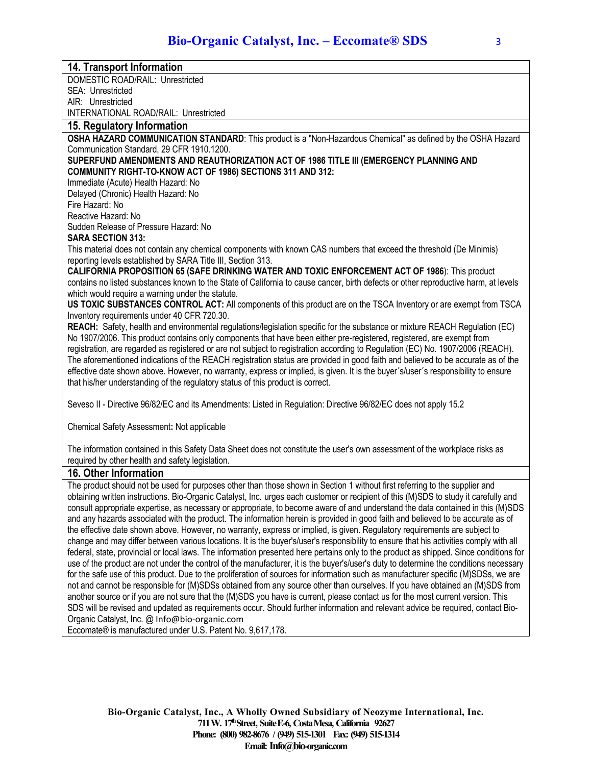## 14. Transport Information

DOMESTIC ROAD/RAIL: Unrestricted
SEA: Unrestricted
AIR: Unrestricted
INTERNATIONAL ROAD/RAIL: Unrestricted

## 15. Regulatory Information

**OSHA HAZARD COMMUNICATION STANDARD**: This product is a "Non-Hazardous Chemical" as defined by the OSHA Hazard Communication Standard, 29 CFR 1910.1200.

**SUPERFUND AMENDMENTS AND REAUTHORIZATION ACT OF 1986 TITLE III (EMERGENCY PLANNING AND COMMUNITY RIGHT-TO-KNOW ACT OF 1986) SECTIONS 311 AND 312:**

Immediate (Acute) Health Hazard: No
Delayed (Chronic) Health Hazard: No
Fire Hazard: No
Reactive Hazard: No
Sudden Release of Pressure Hazard: No

**SARA SECTION 313:**

This material does not contain any chemical components with known CAS numbers that exceed the threshold (De Minimis) reporting levels established by SARA Title III, Section 313.

**CALIFORNIA PROPOSITION 65 (SAFE DRINKING WATER AND TOXIC ENFORCEMENT ACT OF 1986**): This product contains no listed substances known to the State of California to cause cancer, birth defects or other reproductive harm, at levels which would require a warning under the statute.

**US TOXIC SUBSTANCES CONTROL ACT:** All components of this product are on the TSCA Inventory or are exempt from TSCA Inventory requirements under 40 CFR 720.30.

**REACH:** Safety, health and environmental regulations/legislation specific for the substance or mixture REACH Regulation (EC) No 1907/2006. This product contains only components that have been either pre-registered, registered, are exempt from registration, are regarded as registered or are not subject to registration according to Regulation (EC) No. 1907/2006 (REACH). The aforementioned indications of the REACH registration status are provided in good faith and believed to be accurate as of the effective date shown above. However, no warranty, express or implied, is given. It is the buyer´s/user´s responsibility to ensure that his/her understanding of the regulatory status of this product is correct.

Seveso II - Directive 96/82/EC and its Amendments: Listed in Regulation: Directive 96/82/EC does not apply 15.2

Chemical Safety Assessment**:** Not applicable

The information contained in this Safety Data Sheet does not constitute the user's own assessment of the workplace risks as required by other health and safety legislation.

## 16. Other Information

The product should not be used for purposes other than those shown in Section 1 without first referring to the supplier and obtaining written instructions. Bio-Organic Catalyst, Inc. urges each customer or recipient of this (M)SDS to study it carefully and consult appropriate expertise, as necessary or appropriate, to become aware of and understand the data contained in this (M)SDS and any hazards associated with the product. The information herein is provided in good faith and believed to be accurate as of the effective date shown above. However, no warranty, express or implied, is given. Regulatory requirements are subject to change and may differ between various locations. It is the buyer's/user's responsibility to ensure that his activities comply with all federal, state, provincial or local laws. The information presented here pertains only to the product as shipped. Since conditions for use of the product are not under the control of the manufacturer, it is the buyer's/user's duty to determine the conditions necessary for the safe use of this product. Due to the proliferation of sources for information such as manufacturer specific (M)SDSs, we are not and cannot be responsible for (M)SDSs obtained from any source other than ourselves. If you have obtained an (M)SDS from another source or if you are not sure that the (M)SDS you have is current, please contact us for the most current version. This SDS will be revised and updated as requirements occur. Should further information and relevant advice be required, contact Bio-Organic Catalyst, Inc. @ Info@bio-organic.com

Eccomate® is manufactured under U.S. Patent No. 9,617,178.

**Bio-Organic Catalyst, Inc., A Wholly Owned Subsidiary of Neozyme International, Inc.**
**711 W. 17th Street, Suite E-6, Costa Mesa, California 92627**
**Phone: (800) 982-8676 / (949) 515-1301 Fax: (949) 515-1314**
**Email: Info@bio-organic.com**